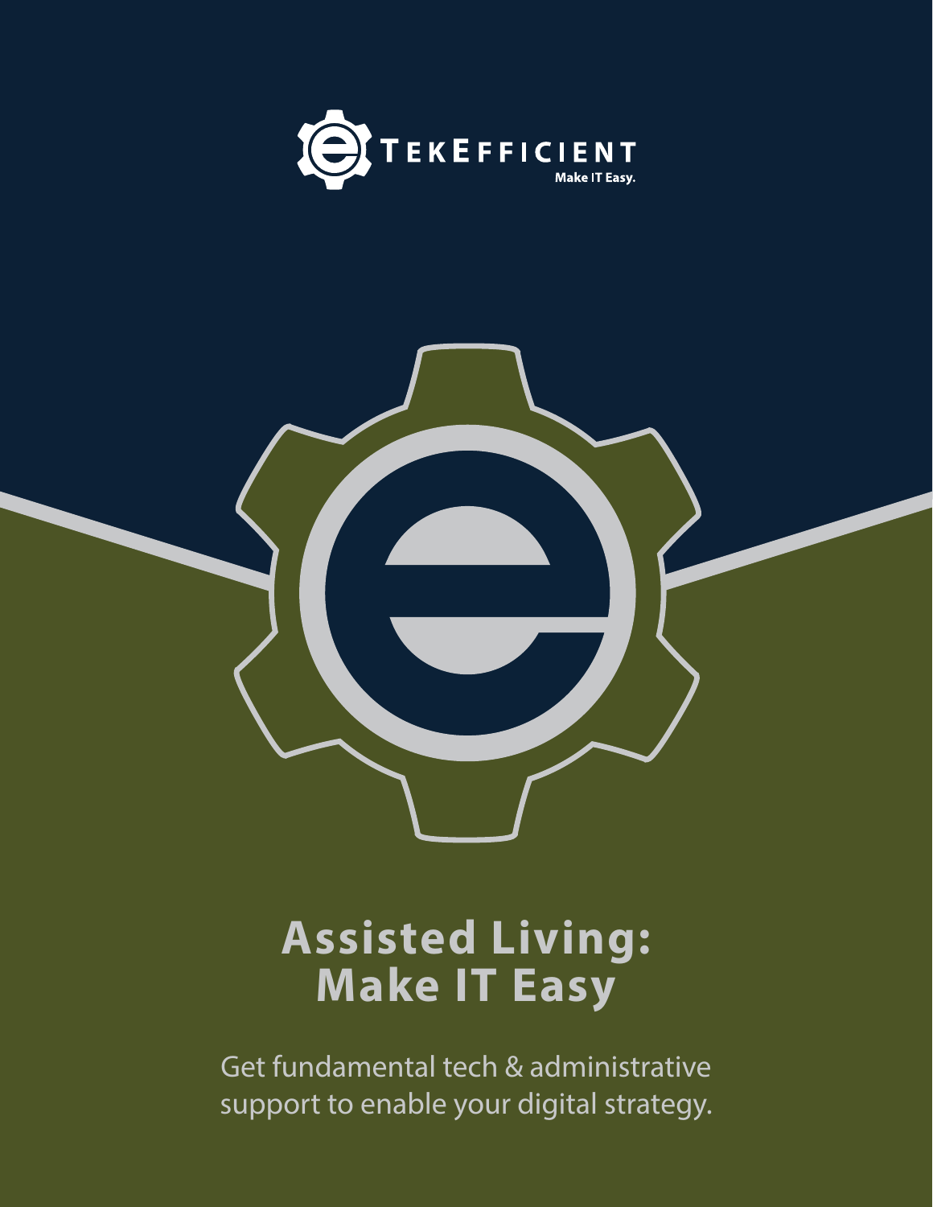TEKEFFICIENT

Make IT Easy.

# Assisted Living: Make IT Easy

Get fundamental tech & administrative support to enable your digital strategy.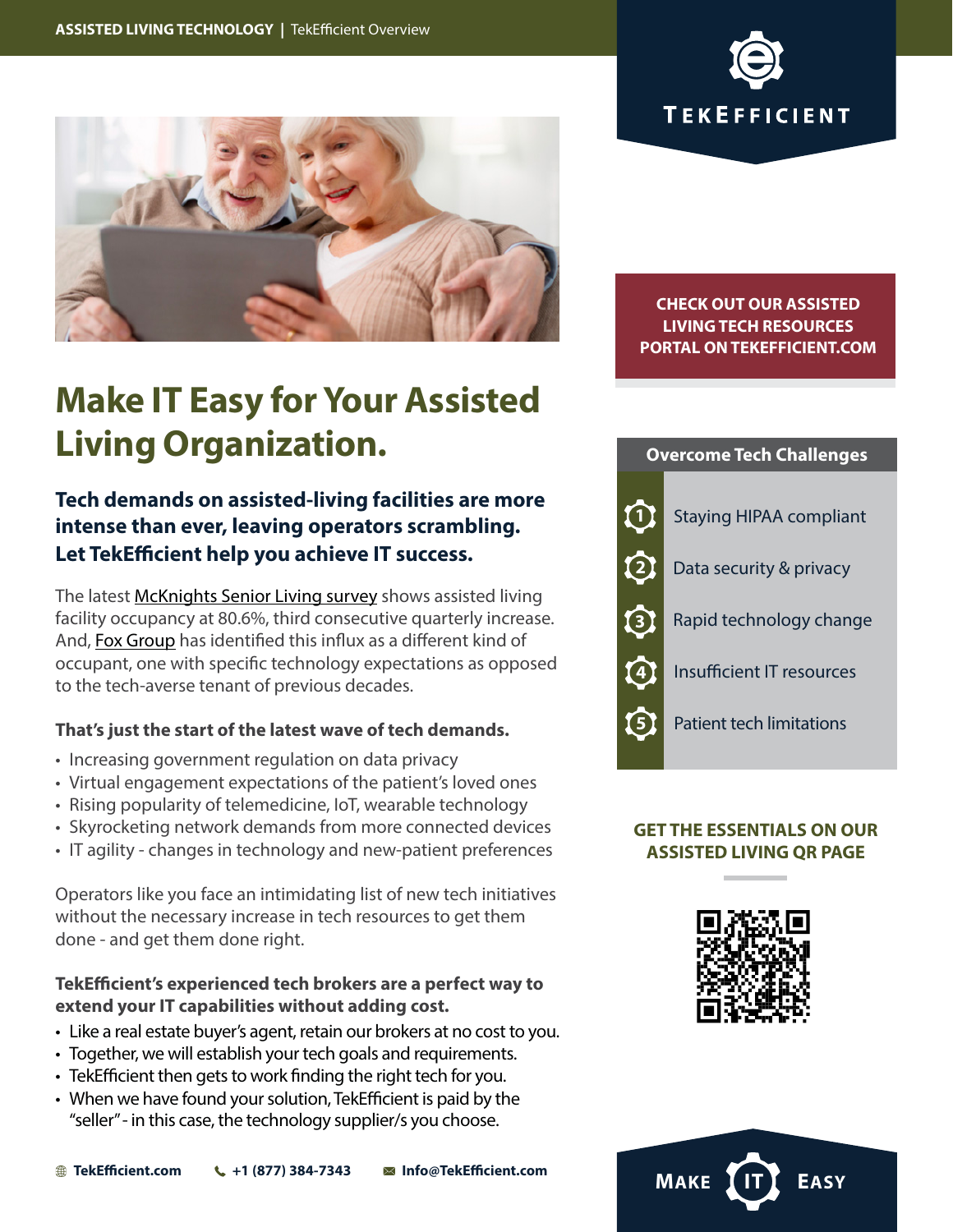ASSISTED LIVING TECHNOLOGY | TekEfficient Overview

TEKEFFICIENT

# Make IT Easy for Your Assisted Living Organization.

**Tech demands on assisted-living facilities are more intense than ever, leaving operators scrambling. Let TekEfficient help you achieve IT success.**

The latest McKnights Senior Living survey shows assisted living facility occupancy at 80.6%, third consecutive quarterly increase. And, Fox Group has identified this influx as a different kind of occupant, one with specific technology expectations as opposed to the tech-averse tenant of previous decades.

**That's just the start of the latest wave of tech demands.**

- Increasing government regulation on data privacy
- Virtual engagement expectations of the patient's loved ones
- Rising popularity of telemedicine, IoT, wearable technology
- Skyrocketing network demands from more connected devices
- IT agility - changes in technology and new-patient preferences

Operators like you face an intimidating list of new tech initiatives without the necessary increase in tech resources to get them done - and get them done right.

**TekEfficient's experienced tech brokers are a perfect way to extend your IT capabilities without adding cost.**

- Like a real estate buyer's agent, retain our brokers at no cost to you.
- Together, we will establish your tech goals and requirements.
- TekEfficient then gets to work finding the right tech for you.
- When we have found your solution, TekEfficient is paid by the "seller" - in this case, the technology supplier/s you choose.

**CHECK OUT OUR ASSISTED LIVING TECH RESOURCES PORTAL ON TEKEFFICIENT.COM**

## Overcome Tech Challenges

1. Staying HIPAA compliant
2. Data security & privacy
3. Rapid technology change
4. Insufficient IT resources
5. Patient tech limitations

**GET THE ESSENTIALS ON OUR ASSISTED LIVING QR PAGE**

TekEfficient.com | +1 (877) 384-7343 | Info@TekEfficient.com

MAKE IT EASY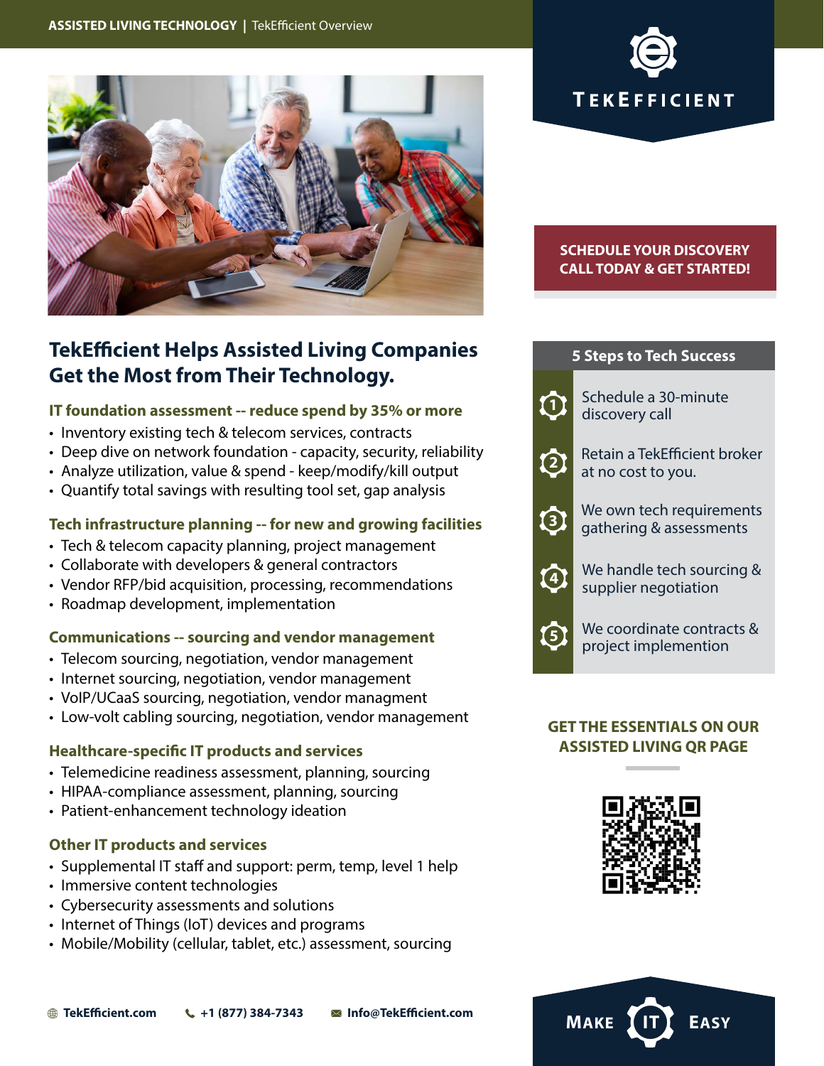**ASSISTED LIVING TECHNOLOGY** | TekEfficient Overview

TEKEFFICIENT

# TekEfficient Helps Assisted Living Companies Get the Most from Their Technology.

### IT foundation assessment -- reduce spend by 35% or more

- Inventory existing tech & telecom services, contracts
- Deep dive on network foundation - capacity, security, reliability
- Analyze utilization, value & spend - keep/modify/kill output
- Quantify total savings with resulting tool set, gap analysis

### Tech infrastructure planning -- for new and growing facilities

- Tech & telecom capacity planning, project management
- Collaborate with developers & general contractors
- Vendor RFP/bid acquisition, processing, recommendations
- Roadmap development, implementation

### Communications -- sourcing and vendor management

- Telecom sourcing, negotiation, vendor management
- Internet sourcing, negotiation, vendor management
- VoIP/UCaaS sourcing, negotiation, vendor managment
- Low-volt cabling sourcing, negotiation, vendor management

### Healthcare-specific IT products and services

- Telemedicine readiness assessment, planning, sourcing
- HIPAA-compliance assessment, planning, sourcing
- Patient-enhancement technology ideation

### Other IT products and services

- Supplemental IT staff and support: perm, temp, level 1 help
- Immersive content technologies
- Cybersecurity assessments and solutions
- Internet of Things (IoT) devices and programs
- Mobile/Mobility (cellular, tablet, etc.) assessment, sourcing

**SCHEDULE YOUR DISCOVERY CALL TODAY & GET STARTED!**

## 5 Steps to Tech Success

1. Schedule a 30-minute discovery call
2. Retain a TekEfficient broker at no cost to you.
3. We own tech requirements gathering & assessments
4. We handle tech sourcing & supplier negotiation
5. We coordinate contracts & project implemention

**GET THE ESSENTIALS ON OUR ASSISTED LIVING QR PAGE**

**TekEfficient.com** | **+1 (877) 384-7343** | **Info@TekEfficient.com**

MAKE IT EASY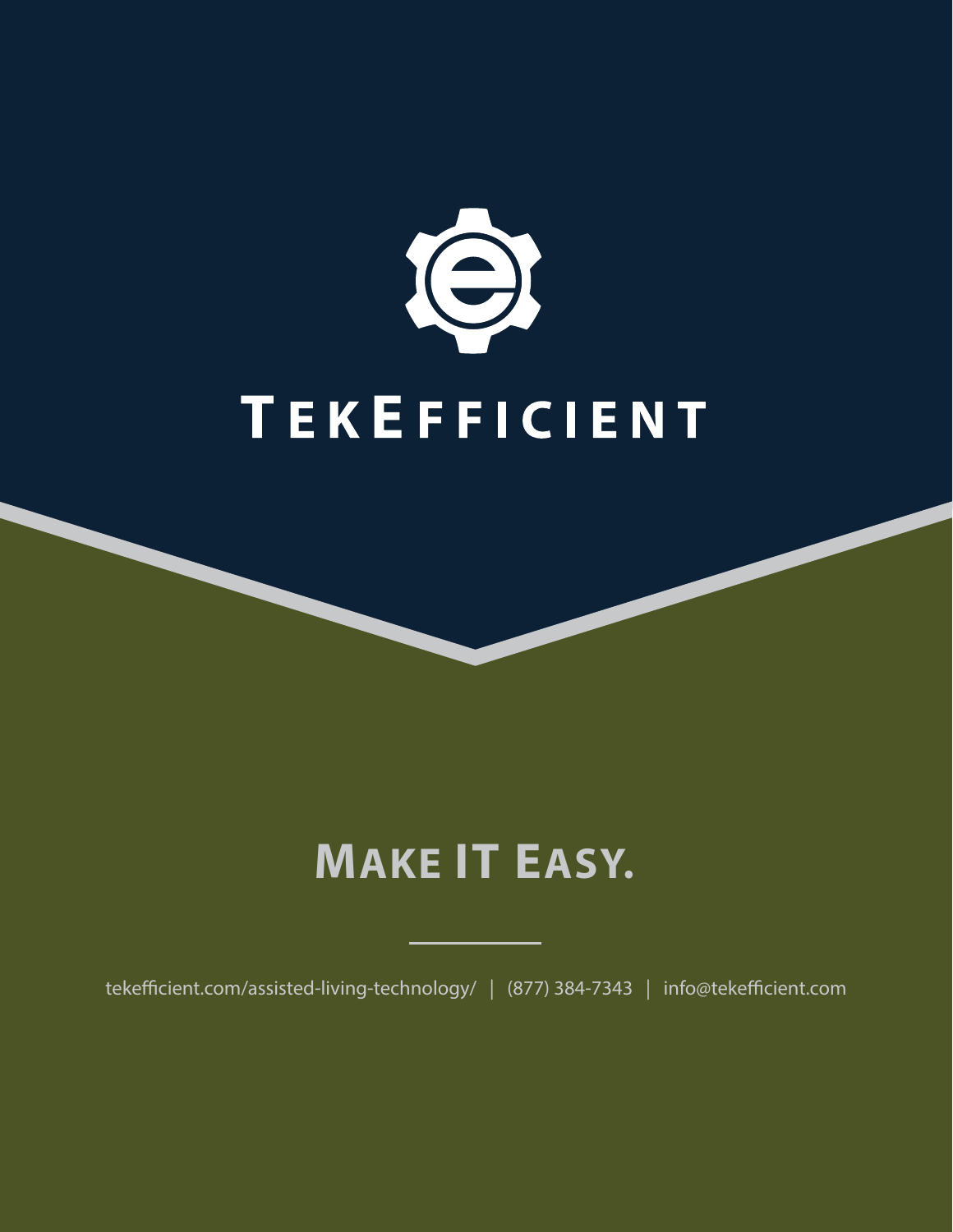# TekEfficient

## Make IT Easy.

tekefficient.com/assisted-living-technology/ | (877) 384-7343 | info@tekefficient.com